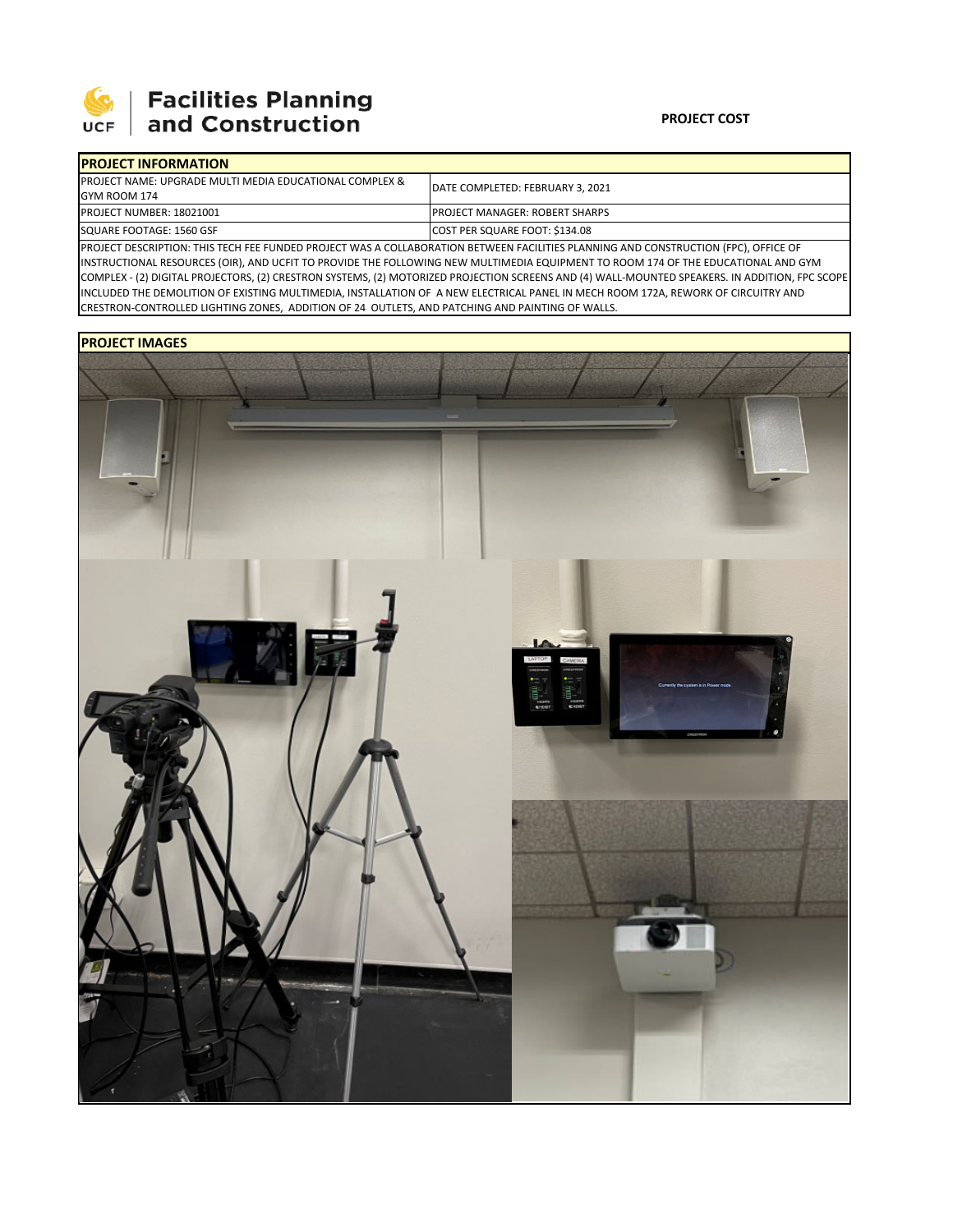Facilities Planning and Construction

**PROJECT COST**

| PROJECT INFORMATION | |
|---|---|
| PROJECT NAME: UPGRADE MULTI MEDIA EDUCATIONAL COMPLEX & GYM ROOM 174 | DATE COMPLETED: FEBRUARY 3, 2021 |
| PROJECT NUMBER: 18021001 | PROJECT MANAGER: ROBERT SHARPS |
| SQUARE FOOTAGE: 1560 GSF | COST PER SQUARE FOOT: $134.08 |

PROJECT DESCRIPTION: THIS TECH FEE FUNDED PROJECT WAS A COLLABORATION BETWEEN FACILITIES PLANNING AND CONSTRUCTION (FPC), OFFICE OF INSTRUCTIONAL RESOURCES (OIR), AND UCFIT TO PROVIDE THE FOLLOWING NEW MULTIMEDIA EQUIPMENT TO ROOM 174 OF THE EDUCATIONAL AND GYM COMPLEX - (2) DIGITAL PROJECTORS, (2) CRESTRON SYSTEMS, (2) MOTORIZED PROJECTION SCREENS AND (4) WALL-MOUNTED SPEAKERS. IN ADDITION, FPC SCOPE INCLUDED THE DEMOLITION OF EXISTING MULTIMEDIA, INSTALLATION OF A NEW ELECTRICAL PANEL IN MECH ROOM 172A, REWORK OF CIRCUITRY AND CRESTRON-CONTROLLED LIGHTING ZONES, ADDITION OF 24 OUTLETS, AND PATCHING AND PAINTING OF WALLS.

**PROJECT IMAGES**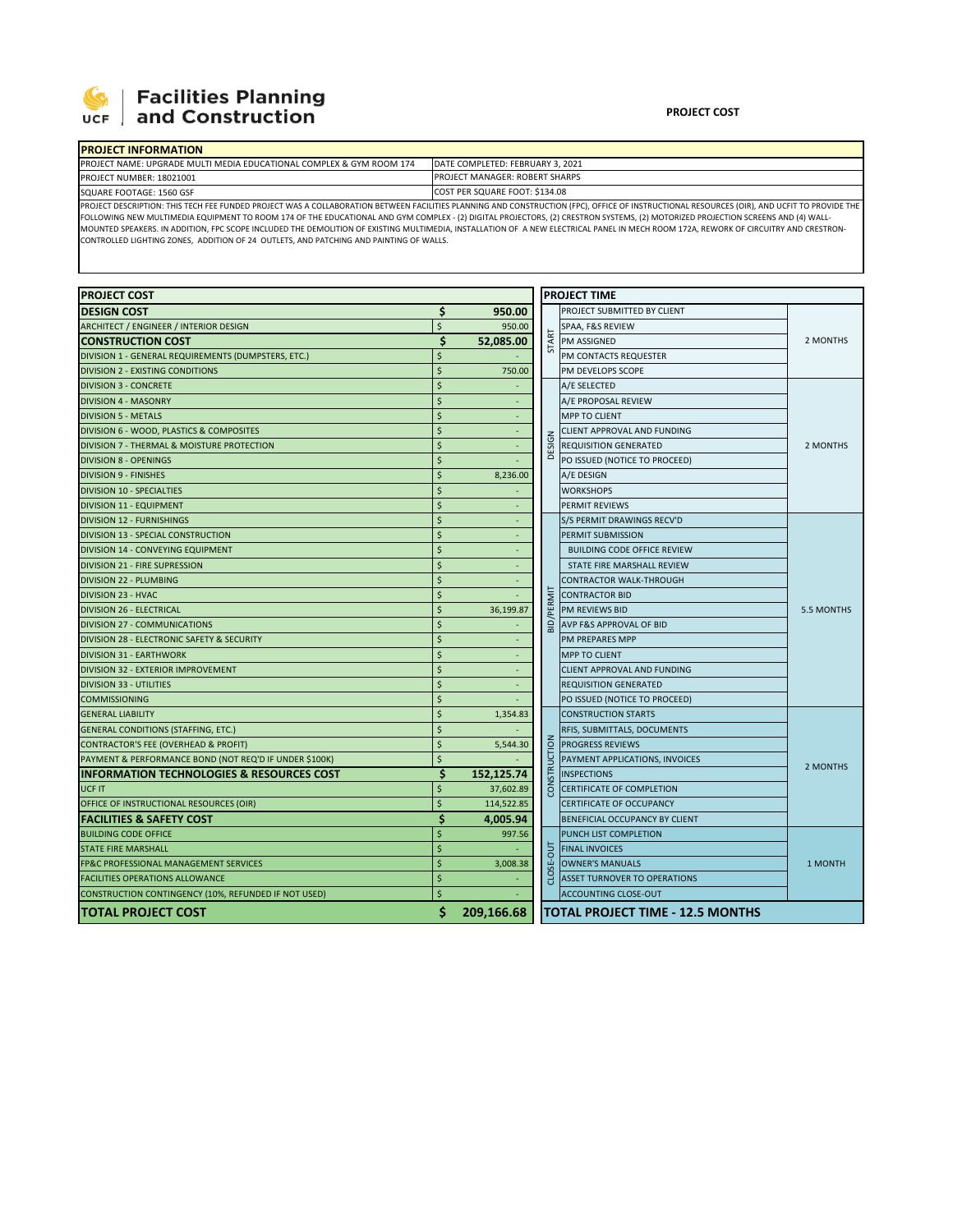**Facilities Planning and Construction**

**PROJECT COST**

| **PROJECT INFORMATION** | |
|---|---|
| PROJECT NAME: UPGRADE MULTI MEDIA EDUCATIONAL COMPLEX & GYM ROOM 174 | DATE COMPLETED: FEBRUARY 3, 2021 |
| PROJECT NUMBER: 18021001 | PROJECT MANAGER: ROBERT SHARPS |
| SQUARE FOOTAGE: 1560 GSF | COST PER SQUARE FOOT: $134.08 |

PROJECT DESCRIPTION: THIS TECH FEE FUNDED PROJECT WAS A COLLABORATION BETWEEN FACILITIES PLANNING AND CONSTRUCTION (FPC), OFFICE OF INSTRUCTIONAL RESOURCES (OIR), AND UCFIT TO PROVIDE THE FOLLOWING NEW MULTIMEDIA EQUIPMENT TO ROOM 174 OF THE EDUCATIONAL AND GYM COMPLEX - (2) DIGITAL PROJECTORS, (2) CRESTRON SYSTEMS, (2) MOTORIZED PROJECTION SCREENS AND (4) WALL-MOUNTED SPEAKERS. IN ADDITION, FPC SCOPE INCLUDED THE DEMOLITION OF EXISTING MULTIMEDIA, INSTALLATION OF A NEW ELECTRICAL PANEL IN MECH ROOM 172A, REWORK OF CIRCUITRY AND CRESTRON-CONTROLLED LIGHTING ZONES, ADDITION OF 24 OUTLETS, AND PATCHING AND PAINTING OF WALLS.

| **PROJECT COST** | | |
|---|---|---|
| **DESIGN COST** | **$** | **950.00** |
| ARCHITECT / ENGINEER / INTERIOR DESIGN | $ | 950.00 |
| **CONSTRUCTION COST** | **$** | **52,085.00** |
| DIVISION 1 - GENERAL REQUIREMENTS (DUMPSTERS, ETC.) | $ | - |
| DIVISION 2 - EXISTING CONDITIONS | $ | 750.00 |
| DIVISION 3 - CONCRETE | $ | - |
| DIVISION 4 - MASONRY | $ | - |
| DIVISION 5 - METALS | $ | - |
| DIVISION 6 - WOOD, PLASTICS & COMPOSITES | $ | - |
| DIVISION 7 - THERMAL & MOISTURE PROTECTION | $ | - |
| DIVISION 8 - OPENINGS | $ | - |
| DIVISION 9 - FINISHES | $ | 8,236.00 |
| DIVISION 10 - SPECIALTIES | $ | - |
| DIVISION 11 - EQUIPMENT | $ | - |
| DIVISION 12 - FURNISHINGS | $ | - |
| DIVISION 13 - SPECIAL CONSTRUCTION | $ | - |
| DIVISION 14 - CONVEYING EQUIPMENT | $ | - |
| DIVISION 21 - FIRE SUPRESSION | $ | - |
| DIVISION 22 - PLUMBING | $ | - |
| DIVISION 23 - HVAC | $ | - |
| DIVISION 26 - ELECTRICAL | $ | 36,199.87 |
| DIVISION 27 - COMMUNICATIONS | $ | - |
| DIVISION 28 - ELECTRONIC SAFETY & SECURITY | $ | - |
| DIVISION 31 - EARTHWORK | $ | - |
| DIVISION 32 - EXTERIOR IMPROVEMENT | $ | - |
| DIVISION 33 - UTILITIES | $ | - |
| COMMISSIONING | $ | - |
| GENERAL LIABILITY | $ | 1,354.83 |
| GENERAL CONDITIONS (STAFFING, ETC.) | $ | - |
| CONTRACTOR'S FEE (OVERHEAD & PROFIT) | $ | 5,544.30 |
| PAYMENT & PERFORMANCE BOND (NOT REQ'D IF UNDER $100K) | $ | - |
| **INFORMATION TECHNOLOGIES & RESOURCES COST** | **$** | **152,125.74** |
| UCF IT | $ | 37,602.89 |
| OFFICE OF INSTRUCTIONAL RESOURCES (OIR) | $ | 114,522.85 |
| **FACILITIES & SAFETY COST** | **$** | **4,005.94** |
| BUILDING CODE OFFICE | $ | 997.56 |
| STATE FIRE MARSHALL | $ | - |
| FP&C PROFESSIONAL MANAGEMENT SERVICES | $ | 3,008.38 |
| FACILITIES OPERATIONS ALLOWANCE | $ | - |
| CONSTRUCTION CONTINGENCY (10%, REFUNDED IF NOT USED) | $ | - |
| **TOTAL PROJECT COST** | **$** | **209,166.68** |

| **PROJECT TIME** | | |
|---|---|---|
| START | PROJECT SUBMITTED BY CLIENT | 2 MONTHS |
| | SPAA, F&S REVIEW | |
| | PM ASSIGNED | |
| | PM CONTACTS REQUESTER | |
| | PM DEVELOPS SCOPE | |
| DESIGN | A/E SELECTED | 2 MONTHS |
| | A/E PROPOSAL REVIEW | |
| | MPP TO CLIENT | |
| | CLIENT APPROVAL AND FUNDING | |
| | REQUISITION GENERATED | |
| | PO ISSUED (NOTICE TO PROCEED) | |
| | A/E DESIGN | |
| | WORKSHOPS | |
| | PERMIT REVIEWS | |
| BID/PERMIT | S/S PERMIT DRAWINGS RECV'D | 5.5 MONTHS |
| | PERMIT SUBMISSION | |
| | BUILDING CODE OFFICE REVIEW | |
| | STATE FIRE MARSHALL REVIEW | |
| | CONTRACTOR WALK-THROUGH | |
| | CONTRACTOR BID | |
| | PM REVIEWS BID | |
| | AVP F&S APPROVAL OF BID | |
| | PM PREPARES MPP | |
| | MPP TO CLIENT | |
| | CLIENT APPROVAL AND FUNDING | |
| | REQUISITION GENERATED | |
| | PO ISSUED (NOTICE TO PROCEED) | |
| CONSTRUCTION | CONSTRUCTION STARTS | 2 MONTHS |
| | RFIS, SUBMITTALS, DOCUMENTS | |
| | PROGRESS REVIEWS | |
| | PAYMENT APPLICATIONS, INVOICES | |
| | INSPECTIONS | |
| | CERTIFICATE OF COMPLETION | |
| | CERTIFICATE OF OCCUPANCY | |
| | BENEFICIAL OCCUPANCY BY CLIENT | |
| CLOSE-OUT | PUNCH LIST COMPLETION | 1 MONTH |
| | FINAL INVOICES | |
| | OWNER'S MANUALS | |
| | ASSET TURNOVER TO OPERATIONS | |
| | ACCOUNTING CLOSE-OUT | |
| **TOTAL PROJECT TIME - 12.5 MONTHS** | | |